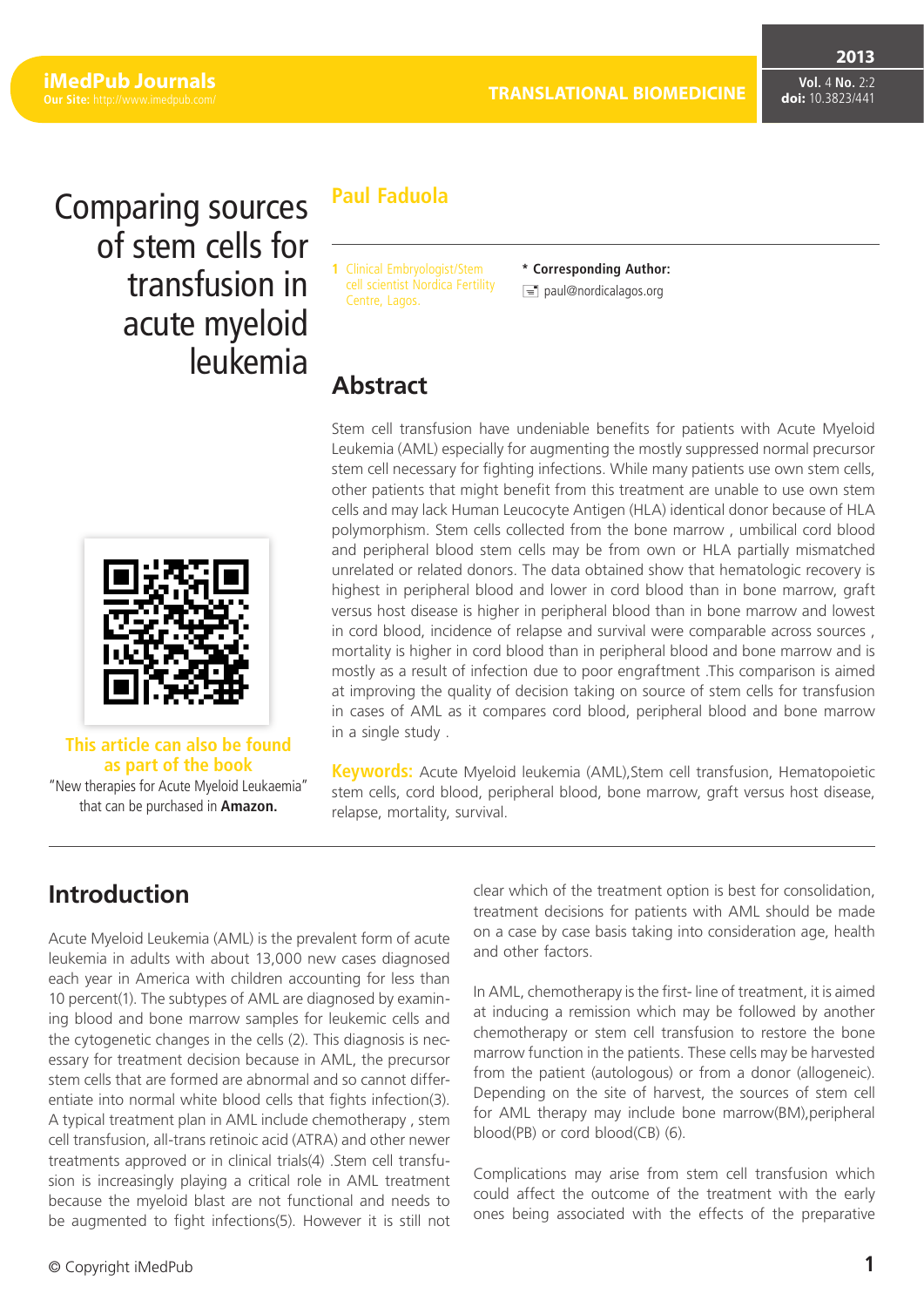# Comparing sources of stem cells for transfusion in acute myeloid leukemia

**Paul Faduola**

1 Clinical Embryologist/Stem cell scientist Nordica Fertility Centre, Lagos.

**\* Corresponding Author:**

paul@nordicalagos.org

This article can also be found as part of the book "New therapies for Acute Myeloid Leukaemia" that can be purchased in **Amazon.**

## Abstract

Stem cell transfusion have undeniable benefits for patients with Acute Myeloid Leukemia (AML) especially for augmenting the mostly suppressed normal precursor stem cell necessary for fighting infections. While many patients use own stem cells, other patients that might benefit from this treatment are unable to use own stem cells and may lack Human Leucocyte Antigen (HLA) identical donor because of HLA polymorphism. Stem cells collected from the bone marrow , umbilical cord blood and peripheral blood stem cells may be from own or HLA partially mismatched unrelated or related donors. The data obtained show that hematologic recovery is highest in peripheral blood and lower in cord blood than in bone marrow, graft versus host disease is higher in peripheral blood than in bone marrow and lowest in cord blood, incidence of relapse and survival were comparable across sources , mortality is higher in cord blood than in peripheral blood and bone marrow and is mostly as a result of infection due to poor engraftment .This comparison is aimed at improving the quality of decision taking on source of stem cells for transfusion in cases of AML as it compares cord blood, peripheral blood and bone marrow in a single study .

**Keywords:** Acute Myeloid leukemia (AML),Stem cell transfusion, Hematopoietic stem cells, cord blood, peripheral blood, bone marrow, graft versus host disease, relapse, mortality, survival.

## Introduction

Acute Myeloid Leukemia (AML) is the prevalent form of acute leukemia in adults with about 13,000 new cases diagnosed each year in America with children accounting for less than 10 percent(1). The subtypes of AML are diagnosed by examining blood and bone marrow samples for leukemic cells and the cytogenetic changes in the cells (2). This diagnosis is necessary for treatment decision because in AML, the precursor stem cells that are formed are abnormal and so cannot differentiate into normal white blood cells that fights infection(3). A typical treatment plan in AML include chemotherapy , stem cell transfusion, all-trans retinoic acid (ATRA) and other newer treatments approved or in clinical trials(4) .Stem cell transfusion is increasingly playing a critical role in AML treatment because the myeloid blast are not functional and needs to be augmented to fight infections(5). However it is still not clear which of the treatment option is best for consolidation, treatment decisions for patients with AML should be made on a case by case basis taking into consideration age, health and other factors.

In AML, chemotherapy is the first- line of treatment, it is aimed at inducing a remission which may be followed by another chemotherapy or stem cell transfusion to restore the bone marrow function in the patients. These cells may be harvested from the patient (autologous) or from a donor (allogeneic). Depending on the site of harvest, the sources of stem cell for AML therapy may include bone marrow(BM),peripheral blood(PB) or cord blood(CB) (6).

Complications may arise from stem cell transfusion which could affect the outcome of the treatment with the early ones being associated with the effects of the preparative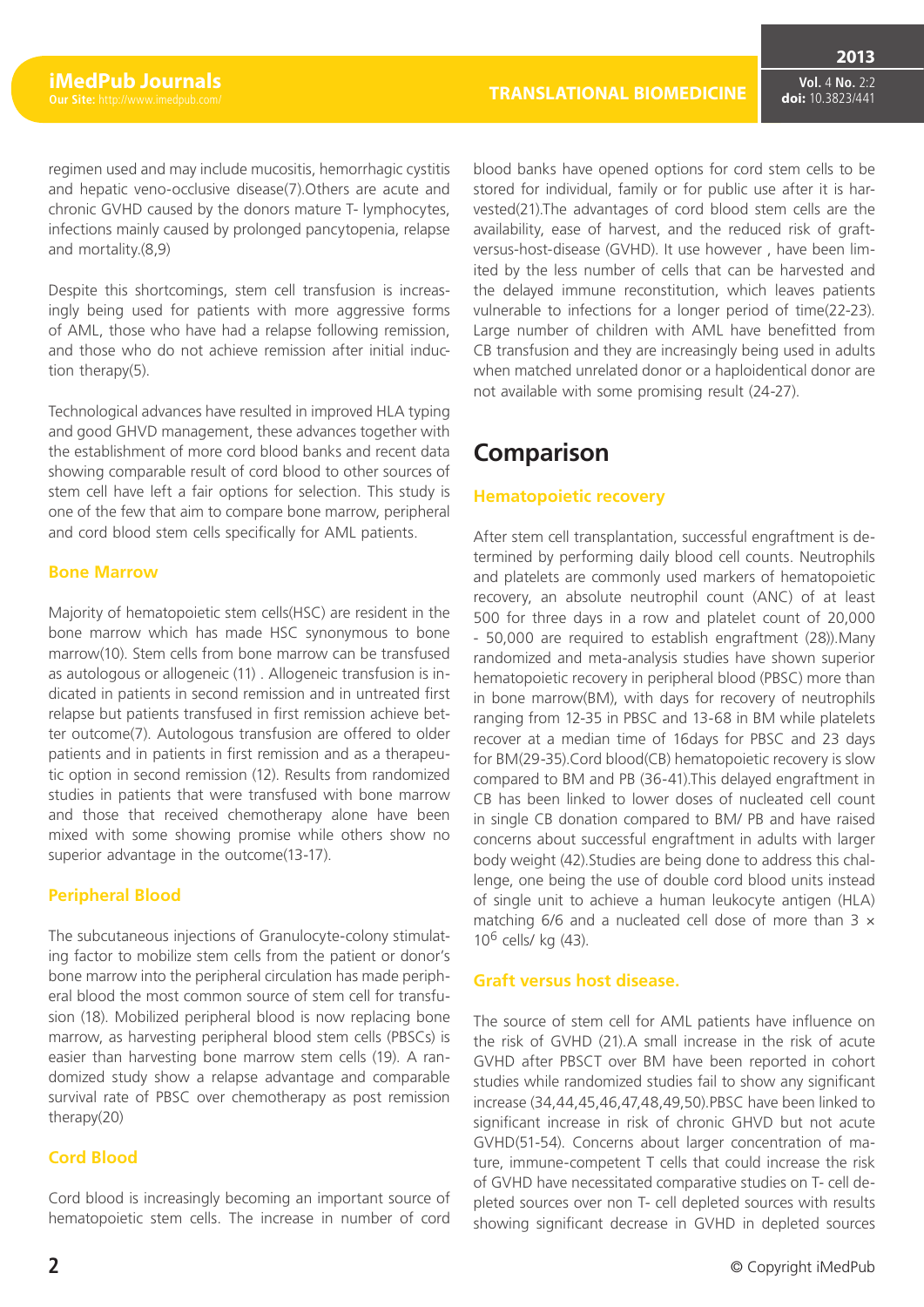regimen used and may include mucositis, hemorrhagic cystitis and hepatic veno-occlusive disease(7).Others are acute and chronic GVHD caused by the donors mature T- lymphocytes, infections mainly caused by prolonged pancytopenia, relapse and mortality.(8,9)

Despite this shortcomings, stem cell transfusion is increasingly being used for patients with more aggressive forms of AML, those who have had a relapse following remission, and those who do not achieve remission after initial induction therapy(5).

Technological advances have resulted in improved HLA typing and good GHVD management, these advances together with the establishment of more cord blood banks and recent data showing comparable result of cord blood to other sources of stem cell have left a fair options for selection. This study is one of the few that aim to compare bone marrow, peripheral and cord blood stem cells specifically for AML patients.

### Bone Marrow

Majority of hematopoietic stem cells(HSC) are resident in the bone marrow which has made HSC synonymous to bone marrow(10). Stem cells from bone marrow can be transfused as autologous or allogeneic (11) . Allogeneic transfusion is indicated in patients in second remission and in untreated first relapse but patients transfused in first remission achieve better outcome(7). Autologous transfusion are offered to older patients and in patients in first remission and as a therapeutic option in second remission (12). Results from randomized studies in patients that were transfused with bone marrow and those that received chemotherapy alone have been mixed with some showing promise while others show no superior advantage in the outcome(13-17).

### Peripheral Blood

The subcutaneous injections of Granulocyte-colony stimulating factor to mobilize stem cells from the patient or donor's bone marrow into the peripheral circulation has made peripheral blood the most common source of stem cell for transfusion (18). Mobilized peripheral blood is now replacing bone marrow, as harvesting peripheral blood stem cells (PBSCs) is easier than harvesting bone marrow stem cells (19). A randomized study show a relapse advantage and comparable survival rate of PBSC over chemotherapy as post remission therapy(20)

### Cord Blood

Cord blood is increasingly becoming an important source of hematopoietic stem cells. The increase in number of cord blood banks have opened options for cord stem cells to be stored for individual, family or for public use after it is harvested(21).The advantages of cord blood stem cells are the availability, ease of harvest, and the reduced risk of graft-versus-host-disease (GVHD). It use however , have been limited by the less number of cells that can be harvested and the delayed immune reconstitution, which leaves patients vulnerable to infections for a longer period of time(22-23). Large number of children with AML have benefitted from CB transfusion and they are increasingly being used in adults when matched unrelated donor or a haploidentical donor are not available with some promising result (24-27).

## Comparison

### Hematopoietic recovery

After stem cell transplantation, successful engraftment is determined by performing daily blood cell counts. Neutrophils and platelets are commonly used markers of hematopoietic recovery, an absolute neutrophil count (ANC) of at least 500 for three days in a row and platelet count of 20,000 - 50,000 are required to establish engraftment (28)).Many randomized and meta-analysis studies have shown superior hematopoietic recovery in peripheral blood (PBSC) more than in bone marrow(BM), with days for recovery of neutrophils ranging from 12-35 in PBSC and 13-68 in BM while platelets recover at a median time of 16days for PBSC and 23 days for BM(29-35).Cord blood(CB) hematopoietic recovery is slow compared to BM and PB (36-41).This delayed engraftment in CB has been linked to lower doses of nucleated cell count in single CB donation compared to BM/ PB and have raised concerns about successful engraftment in adults with larger body weight (42).Studies are being done to address this challenge, one being the use of double cord blood units instead of single unit to achieve a human leukocyte antigen (HLA) matching 6/6 and a nucleated cell dose of more than $3 \times 10^6$ cells/ kg (43).

### Graft versus host disease.

The source of stem cell for AML patients have influence on the risk of GVHD (21).A small increase in the risk of acute GVHD after PBSCT over BM have been reported in cohort studies while randomized studies fail to show any significant increase (34,44,45,46,47,48,49,50).PBSC have been linked to significant increase in risk of chronic GHVD but not acute GVHD(51-54). Concerns about larger concentration of mature, immune-competent T cells that could increase the risk of GVHD have necessitated comparative studies on T- cell depleted sources over non T- cell depleted sources with results showing significant decrease in GVHD in depleted sources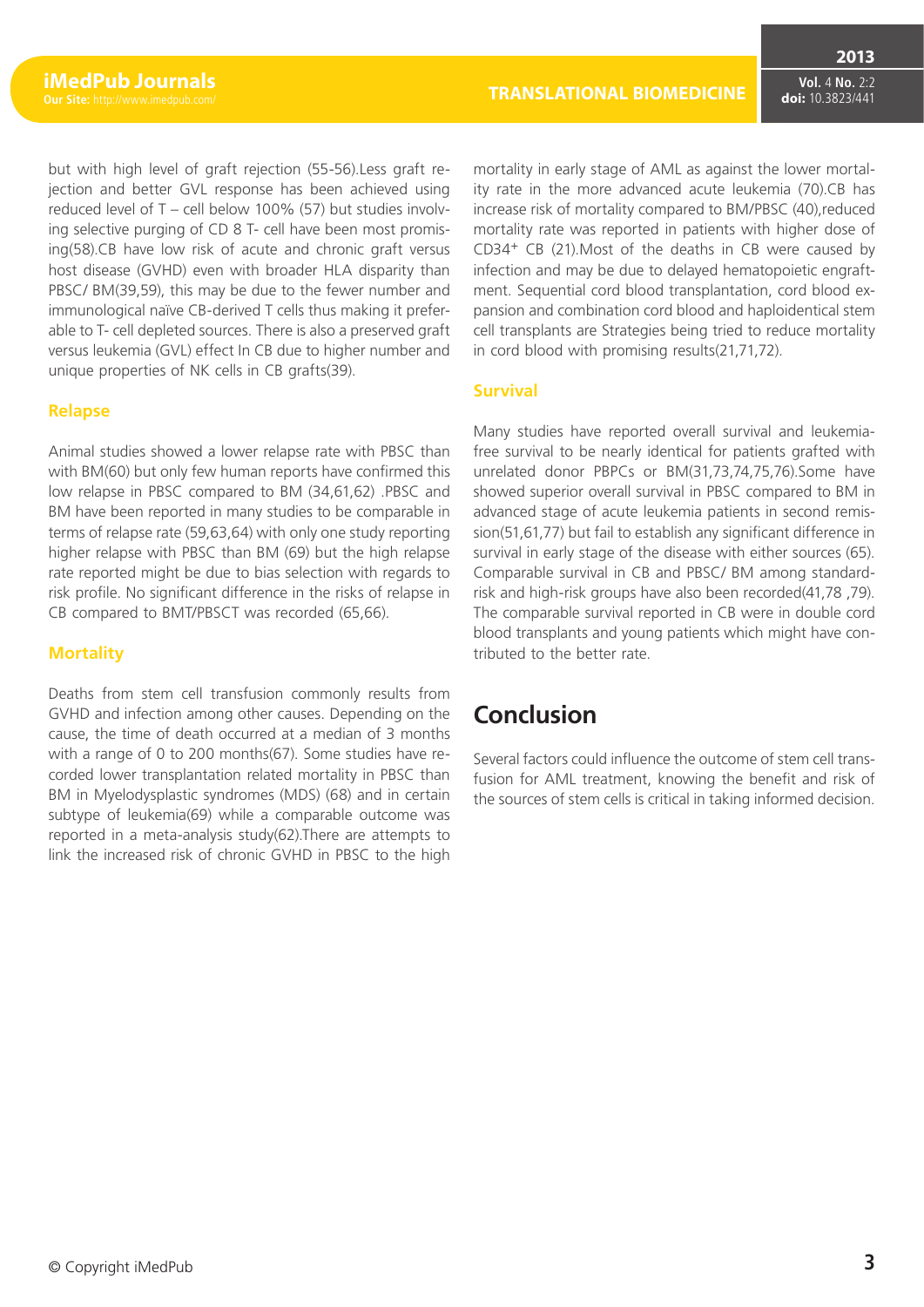but with high level of graft rejection (55-56).Less graft rejection and better GVL response has been achieved using reduced level of T – cell below 100% (57) but studies involving selective purging of CD 8 T- cell have been most promising(58).CB have low risk of acute and chronic graft versus host disease (GVHD) even with broader HLA disparity than PBSC/ BM(39,59), this may be due to the fewer number and immunological naïve CB-derived T cells thus making it preferable to T- cell depleted sources. There is also a preserved graft versus leukemia (GVL) effect In CB due to higher number and unique properties of NK cells in CB grafts(39).

### Relapse

Animal studies showed a lower relapse rate with PBSC than with BM(60) but only few human reports have confirmed this low relapse in PBSC compared to BM (34,61,62) .PBSC and BM have been reported in many studies to be comparable in terms of relapse rate (59,63,64) with only one study reporting higher relapse with PBSC than BM (69) but the high relapse rate reported might be due to bias selection with regards to risk profile. No significant difference in the risks of relapse in CB compared to BMT/PBSCT was recorded (65,66).

### Mortality

Deaths from stem cell transfusion commonly results from GVHD and infection among other causes. Depending on the cause, the time of death occurred at a median of 3 months with a range of 0 to 200 months(67). Some studies have recorded lower transplantation related mortality in PBSC than BM in Myelodysplastic syndromes (MDS) (68) and in certain subtype of leukemia(69) while a comparable outcome was reported in a meta-analysis study(62).There are attempts to link the increased risk of chronic GVHD in PBSC to the high mortality in early stage of AML as against the lower mortality rate in the more advanced acute leukemia (70).CB has increase risk of mortality compared to BM/PBSC (40),reduced mortality rate was reported in patients with higher dose of $CD34^{+}$ CB (21).Most of the deaths in CB were caused by infection and may be due to delayed hematopoietic engraftment. Sequential cord blood transplantation, cord blood expansion and combination cord blood and haploidentical stem cell transplants are Strategies being tried to reduce mortality in cord blood with promising results(21,71,72).

### Survival

Many studies have reported overall survival and leukemia-free survival to be nearly identical for patients grafted with unrelated donor PBPCs or BM(31,73,74,75,76).Some have showed superior overall survival in PBSC compared to BM in advanced stage of acute leukemia patients in second remission(51,61,77) but fail to establish any significant difference in survival in early stage of the disease with either sources (65). Comparable survival in CB and PBSC/ BM among standard-risk and high-risk groups have also been recorded(41,78 ,79). The comparable survival reported in CB were in double cord blood transplants and young patients which might have contributed to the better rate.

## Conclusion

Several factors could influence the outcome of stem cell transfusion for AML treatment, knowing the benefit and risk of the sources of stem cells is critical in taking informed decision.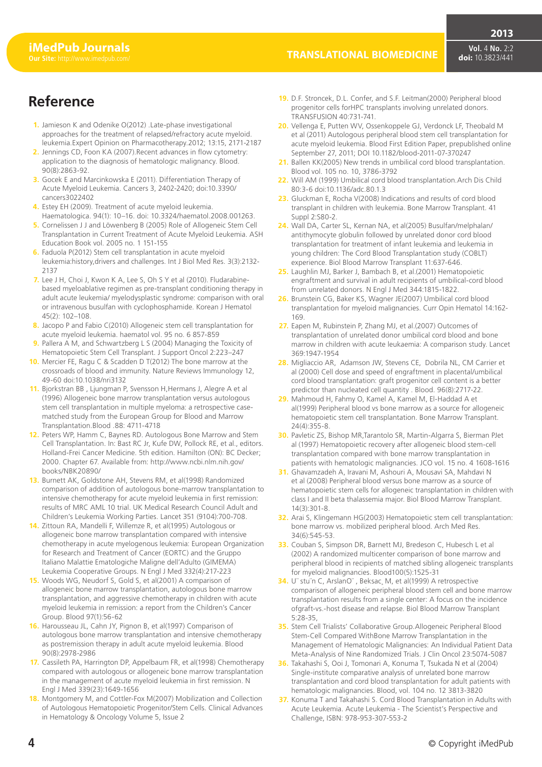## Reference

1. Jamieson K and Odenike O(2012) .Late-phase investigational approaches for the treatment of relapsed/refractory acute myeloid. leukemia.Expert Opinion on Pharmacotherapy.2012; 13:15, 2171-2187
2. Jennings CD, Foon KA (2007).Recent advances in flow cytometry: application to the diagnosis of hematologic malignancy. Blood. 90(8):2863-92.
3. Gocek E and Marcinkowska E (2011). Differentiation Therapy of Acute Myeloid Leukemia. Cancers 3, 2402-2420; doi:10.3390/cancers3022402
4. Estey EH (2009). Treatment of acute myeloid leukemia. Haematologica. 94(1): 10–16. doi: 10.3324/haematol.2008.001263.
5. Cornelissen J J and Löwenberg B (2005) Role of Allogeneic Stem Cell Transplantation in Current Treatment of Acute Myeloid Leukemia. ASH Education Book vol. 2005 no. 1 151-155
6. Faduola P(2012) Stem cell transplantation in acute myeloid leukemia:history,drivers and challenges. Int J Biol Med Res. 3(3):2132-2137
7. Lee J H, Choi J, Kwon K A, Lee S, Oh S Y et al (2010). Fludarabine-based myeloablative regimen as pre-transplant conditioning therapy in adult acute leukemia/ myelodysplastic syndrome: comparison with oral or intravenous busulfan with cyclophosphamide. Korean J Hematol 45(2): 102–108.
8. Jacopo P and Fabio C(2010) Allogeneic stem cell transplantation for acute myeloid leukemia. haematol vol. 95 no. 6 857-859
9. Pallera A M, and Schwartzberg L S (2004) Managing the Toxicity of Hematopoietic Stem Cell Transplant. J Support Oncol 2:223–247
10. Mercier FE, Ragu C & Scadden D T(2012) The bone marrow at the crossroads of blood and immunity. Nature Reviews Immunology 12, 49-60 doi:10.1038/nri3132
11. Bjorkstran BB , Ljungman P, Svensson H,Hermans J, Alegre A et al (1996) Allogeneic bone marrow transplantation versus autologous stem cell transplantation in multiple myeloma: a retrospective case-matched study from the European Group for Blood and Marrow Transplantation.Blood .88: 4711-4718
12. Peters WP, Hamm C, Baynes RD. Autologous Bone Marrow and Stem Cell Transplantation. In: Bast RC Jr, Kufe DW, Pollock RE, et al., editors. Holland-Frei Cancer Medicine. 5th edition. Hamilton (ON): BC Decker; 2000. Chapter 67. Available from: http://www.ncbi.nlm.nih.gov/books/NBK20890/
13. Burnett AK, Goldstone AH, Stevens RM, et al(1998) Randomized comparison of addition of autologous bone-marrow transplantation to intensive chemotherapy for acute myeloid leukaemia in first remission: results of MRC AML 10 trial. UK Medical Research Council Adult and Children's Leukaemia Working Parties. Lancet 351 (9104):700-708.
14. Zittoun RA, Mandelli F, Willemze R, et al(1995) Autologous or allogeneic bone marrow transplantation compared with intensive chemotherapy in acute myelogenous leukemia: European Organization for Research and Treatment of Cancer (EORTC) and the Gruppo Italiano Malattie Ematologiche Maligne dell'Adulto (GIMEMA) Leukemia Cooperative Groups. N Engl J Med 332(4):217-223
15. Woods WG, Neudorf S, Gold S, et al(2001) A comparison of allogeneic bone marrow transplantation, autologous bone marrow transplantation, and aggressive chemotherapy in children with acute myeloid leukemia in remission: a report from the Children's Cancer Group. Blood 97(1):56-62
16. Harousseau JL, Cahn JY, Pignon B, et al(1997) Comparison of autologous bone marrow transplantation and intensive chemotherapy as postremission therapy in adult acute myeloid leukemia. Blood 90(8):2978-2986
17. Cassileth PA, Harrington DP, Appelbaum FR, et al(1998) Chemotherapy compared with autologous or allogeneic bone marrow transplantation in the management of acute myeloid leukemia in first remission. N Engl J Med 339(23):1649-1656
18. Montgomery M, and Cottler-Fox M(2007) Mobilization and Collection of Autologous Hematopoietic Progenitor/Stem Cells. Clinical Advances in Hematology & Oncology Volume 5, Issue 2
19. D.F. Stroncek, D.L. Confer, and S.F. Leitman(2000) Peripheral blood progenitor cells forHPC transplants involving unrelated donors. TRANSFUSION 40:731-741.
20. Vellenga E, Putten WV, Ossenkoppele GJ, Verdonck LF, Theobald M et al (2011) Autologous peripheral blood stem cell transplantation for acute myeloid leukemia. Blood First Edition Paper, prepublished online September 27, 2011; DOI 10.1182/blood-2011-07-370247
21. Ballen KK(2005) New trends in umbilical cord blood transplantation. Blood vol. 105 no. 10, 3786-3792
22. Will AM (1999) Umbilical cord blood transplantation.Arch Dis Child 80:3-6 doi:10.1136/adc.80.1.3
23. Gluckman E, Rocha V(2008) Indications and results of cord blood transplant in children with leukemia. Bone Marrow Transplant. 41 Suppl 2:S80-2.
24. Wall DA, Carter SL, Kernan NA, et al(2005) Busulfan/melphalan/antithymocyte globulin followed by unrelated donor cord blood transplantation for treatment of infant leukemia and leukemia in young children: The Cord Blood Transplantation study (COBLT) experience. Biol Blood Marrow Transplant 11:637-646.
25. Laughlin MJ, Barker J, Bambach B, et al.(2001) Hematopoietic engraftment and survival in adult recipients of umbilical-cord blood from unrelated donors. N Engl J Med 344:1815-1822.
26. Brunstein CG, Baker KS, Wagner JE(2007) Umbilical cord blood transplantation for myeloid malignancies. Curr Opin Hematol 14:162-169.
27. Eapen M, Rubinstein P, Zhang MJ, et al.(2007) Outcomes of transplantation of unrelated donor umbilical cord blood and bone marrow in children with acute leukaemia: A comparison study. Lancet 369:1947-1954
28. Migliaccio AR, Adamson JW, Stevens CE, Dobrila NL, CM Carrier et al (2000) Cell dose and speed of engraftment in placental/umbilical cord blood transplantation: graft progenitor cell content is a better predictor than nucleated cell quantity . Blood. 96(8):2717-22.
29. Mahmoud H, Fahmy O, Kamel A, Kamel M, El-Haddad A et al(1999) Peripheral blood vs bone marrow as a source for allogeneic hematopoietic stem cell transplantation. Bone Marrow Transplant. 24(4):355-8.
30. Pavletic ZS, Bishop MR,Tarantolo SR, Martin-Algarra S, Bierman PJet al (1997) Hematopoietic recovery after allogeneic blood stem-cell transplantation compared with bone marrow transplantation in patients with hematologic malignancies. JCO vol. 15 no. 4 1608-1616
31. Ghavamzadeh A, Iravani M, Ashouri A, Mousavi SA, Mahdavi N et al (2008) Peripheral blood versus bone marrow as a source of hematopoietic stem cells for allogeneic transplantation in children with class I and II beta thalassemia major. Biol Blood Marrow Transplant. 14(3):301-8.
32. Arai S, Klingemann HG(2003) Hematopoietic stem cell transplantation: bone marrow vs. mobilized peripheral blood. Arch Med Res. 34(6):545-53.
33. Couban S, Simpson DR, Barnett MJ, Bredeson C, Hubesch L et al (2002) A randomized multicenter comparison of bone marrow and peripheral blood in recipients of matched sibling allogeneic transplants for myeloid malignancies. Blood100(5):1525-31
34. U¨stu¨n C, ArslanO¨ , Beksac¸ M, et al(1999) A retrospective comparison of allogeneic peripheral blood stem cell and bone marrow transplantation results from a single center: A focus on the incidence ofgraft-vs.-host disease and relapse. Biol Blood Marrow Transplant 5:28-35,
35. Stem Cell Trialists' Collaborative Group.Allogeneic Peripheral Blood Stem-Cell Compared WithBone Marrow Transplantation in the Management of Hematologic Malignancies: An Individual Patient Data Meta-Analysis of Nine Randomized Trials. J Clin Oncol 23:5074-5087
36. Takahashi S, Ooi J, Tomonari A, Konuma T, Tsukada N et al (2004) Single-institute comparative analysis of unrelated bone marrow transplantation and cord blood transplantation for adult patients with hematologic malignancies. Blood, vol. 104 no. 12 3813-3820
37. Konuma T and Takahashi S. Cord Blood Transplantation in Adults with Acute Leukemia. Acute Leukemia - The Scientist's Perspective and Challenge, ISBN: 978-953-307-553-2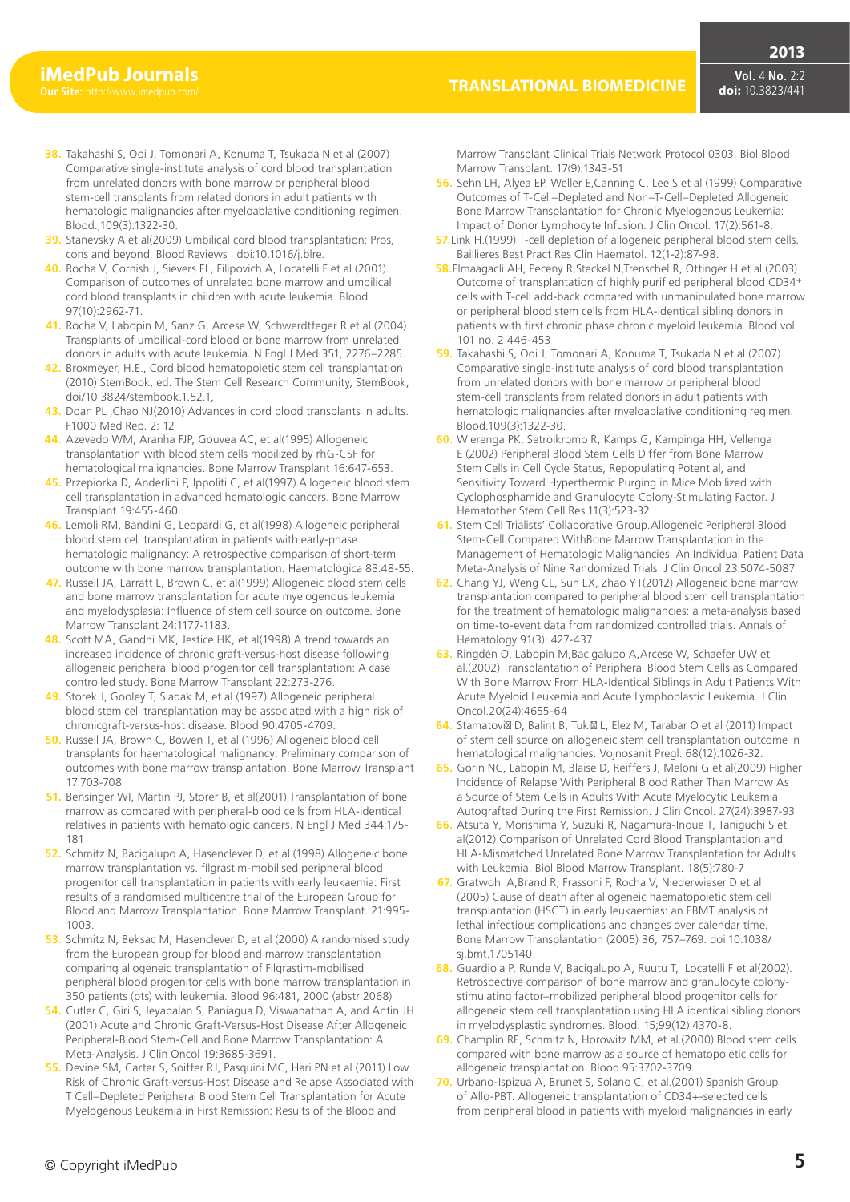38. Takahashi S, Ooi J, Tomonari A, Konuma T, Tsukada N et al (2007) Comparative single-institute analysis of cord blood transplantation from unrelated donors with bone marrow or peripheral blood stem-cell transplants from related donors in adult patients with hematologic malignancies after myeloablative conditioning regimen. Blood.;109(3):1322-30.
39. Stanevsky A et al(2009) Umbilical cord blood transplantation: Pros, cons and beyond. Blood Reviews . doi:10.1016/j.blre.
40. Rocha V, Cornish J, Sievers EL, Filipovich A, Locatelli F et al (2001). Comparison of outcomes of unrelated bone marrow and umbilical cord blood transplants in children with acute leukemia. Blood. 97(10):2962-71.
41. Rocha V, Labopin M, Sanz G, Arcese W, Schwerdtfeger R et al (2004). Transplants of umbilical-cord blood or bone marrow from unrelated donors in adults with acute leukemia. N Engl J Med 351, 2276–2285.
42. Broxmeyer, H.E., Cord blood hematopoietic stem cell transplantation (2010) StemBook, ed. The Stem Cell Research Community, StemBook, doi/10.3824/stembook.1.52.1,
43. Doan PL ,Chao NJ(2010) Advances in cord blood transplants in adults. F1000 Med Rep. 2: 12
44. Azevedo WM, Aranha FJP, Gouvea AC, et al(1995) Allogeneic transplantation with blood stem cells mobilized by rhG-CSF for hematological malignancies. Bone Marrow Transplant 16:647-653.
45. Przepiorka D, Anderlini P, Ippoliti C, et al(1997) Allogeneic blood stem cell transplantation in advanced hematologic cancers. Bone Marrow Transplant 19:455-460.
46. Lemoli RM, Bandini G, Leopardi G, et al(1998) Allogeneic peripheral blood stem cell transplantation in patients with early-phase hematologic malignancy: A retrospective comparison of short-term outcome with bone marrow transplantation. Haematologica 83:48-55.
47. Russell JA, Larratt L, Brown C, et al(1999) Allogeneic blood stem cells and bone marrow transplantation for acute myelogenous leukemia and myelodysplasia: Influence of stem cell source on outcome. Bone Marrow Transplant 24:1177-1183.
48. Scott MA, Gandhi MK, Jestice HK, et al(1998) A trend towards an increased incidence of chronic graft-versus-host disease following allogeneic peripheral blood progenitor cell transplantation: A case controlled study. Bone Marrow Transplant 22:273-276.
49. Storek J, Gooley T, Siadak M, et al (1997) Allogeneic peripheral blood stem cell transplantation may be associated with a high risk of chronicgraft-versus-host disease. Blood 90:4705-4709.
50. Russell JA, Brown C, Bowen T, et al (1996) Allogeneic blood cell transplants for haematological malignancy: Preliminary comparison of outcomes with bone marrow transplantation. Bone Marrow Transplant 17:703-708
51. Bensinger WI, Martin PJ, Storer B, et al(2001) Transplantation of bone marrow as compared with peripheral-blood cells from HLA-identical relatives in patients with hematologic cancers. N Engl J Med 344:175-181
52. Schmitz N, Bacigalupo A, Hasenclever D, et al (1998) Allogeneic bone marrow transplantation vs. filgrastim-mobilised peripheral blood progenitor cell transplantation in patients with early leukaemia: First results of a randomised multicentre trial of the European Group for Blood and Marrow Transplantation. Bone Marrow Transplant. 21:995-1003.
53. Schmitz N, Beksac M, Hasenclever D, et al (2000) A randomised study from the European group for blood and marrow transplantation comparing allogeneic transplantation of Filgrastim-mobilised peripheral blood progenitor cells with bone marrow transplantation in 350 patients (pts) with leukemia. Blood 96:481, 2000 (abstr 2068)
54. Cutler C, Giri S, Jeyapalan S, Paniagua D, Viswanathan A, and Antin JH (2001) Acute and Chronic Graft-Versus-Host Disease After Allogeneic Peripheral-Blood Stem-Cell and Bone Marrow Transplantation: A Meta-Analysis. J Clin Oncol 19:3685-3691.
55. Devine SM, Carter S, Soiffer RJ, Pasquini MC, Hari PN et al (2011) Low Risk of Chronic Graft-versus-Host Disease and Relapse Associated with T Cell–Depleted Peripheral Blood Stem Cell Transplantation for Acute Myelogenous Leukemia in First Remission: Results of the Blood and Marrow Transplant Clinical Trials Network Protocol 0303. Biol Blood Marrow Transplant. 17(9):1343-51
56. Sehn LH, Alyea EP, Weller E,Canning C, Lee S et al (1999) Comparative Outcomes of T-Cell–Depleted and Non–T-Cell–Depleted Allogeneic Bone Marrow Transplantation for Chronic Myelogenous Leukemia: Impact of Donor Lymphocyte Infusion. J Clin Oncol. 17(2):561-8.
57. Link H.(1999) T-cell depletion of allogeneic peripheral blood stem cells. Baillieres Best Pract Res Clin Haematol. 12(1-2):87-98.
58. Elmaagacli AH, Peceny R,Steckel N,Trenschel R, Ottinger H et al (2003) Outcome of transplantation of highly purified peripheral blood CD34+ cells with T-cell add-back compared with unmanipulated bone marrow or peripheral blood stem cells from HLA-identical sibling donors in patients with first chronic phase chronic myeloid leukemia. Blood vol. 101 no. 2 446-453
59. Takahashi S, Ooi J, Tomonari A, Konuma T, Tsukada N et al (2007) Comparative single-institute analysis of cord blood transplantation from unrelated donors with bone marrow or peripheral blood stem-cell transplants from related donors in adult patients with hematologic malignancies after myeloablative conditioning regimen. Blood.109(3):1322-30.
60. Wierenga PK, Setroikromo R, Kamps G, Kampinga HH, Vellenga E (2002) Peripheral Blood Stem Cells Differ from Bone Marrow Stem Cells in Cell Cycle Status, Repopulating Potential, and Sensitivity Toward Hyperthermic Purging in Mice Mobilized with Cyclophosphamide and Granulocyte Colony-Stimulating Factor. J Hematother Stem Cell Res.11(3):523-32.
61. Stem Cell Trialists' Collaborative Group.Allogeneic Peripheral Blood Stem-Cell Compared WithBone Marrow Transplantation in the Management of Hematologic Malignancies: An Individual Patient Data Meta-Analysis of Nine Randomized Trials. J Clin Oncol 23:5074-5087
62. Chang YJ, Weng CL, Sun LX, Zhao YT(2012) Allogeneic bone marrow transplantation compared to peripheral blood stem cell transplantation for the treatment of hematologic malignancies: a meta-analysis based on time-to-event data from randomized controlled trials. Annals of Hematology 91(3): 427-437
63. Ringdén O, Labopin M,Bacigalupo A,Arcese W, Schaefer UW et al.(2002) Transplantation of Peripheral Blood Stem Cells as Compared With Bone Marrow From HLA-Identical Siblings in Adult Patients With Acute Myeloid Leukemia and Acute Lymphoblastic Leukemia. J Clin Oncol.20(24):4655-64
64. Stamatovi D, Balint B, Tuk L, Elez M, Tarabar O et al (2011) Impact of stem cell source on allogeneic stem cell transplantation outcome in hematological malignancies. Vojnosanit Pregl. 68(12):1026-32.
65. Gorin NC, Labopin M, Blaise D, Reiffers J, Meloni G et al(2009) Higher Incidence of Relapse With Peripheral Blood Rather Than Marrow As a Source of Stem Cells in Adults With Acute Myelocytic Leukemia Autografted During the First Remission. J Clin Oncol. 27(24):3987-93
66. Atsuta Y, Morishima Y, Suzuki R, Nagamura-Inoue T, Taniguchi S et al(2012) Comparison of Unrelated Cord Blood Transplantation and HLA-Mismatched Unrelated Bone Marrow Transplantation for Adults with Leukemia. Biol Blood Marrow Transplant. 18(5):780-7
67. Gratwohl A,Brand R, Frassoni F, Rocha V, Niederwieser D et al (2005) Cause of death after allogeneic haematopoietic stem cell transplantation (HSCT) in early leukaemias: an EBMT analysis of lethal infectious complications and changes over calendar time. Bone Marrow Transplantation (2005) 36, 757–769. doi:10.1038/sj.bmt.1705140
68. Guardiola P, Runde V, Bacigalupo A, Ruutu T, Locatelli F et al(2002). Retrospective comparison of bone marrow and granulocyte colony-stimulating factor–mobilized peripheral blood progenitor cells for allogeneic stem cell transplantation using HLA identical sibling donors in myelodysplastic syndromes. Blood. 15;99(12):4370-8.
69. Champlin RE, Schmitz N, Horowitz MM, et al.(2000) Blood stem cells compared with bone marrow as a source of hematopoietic cells for allogeneic transplantation. Blood.95:3702-3709.
70. Urbano-Ispizua A, Brunet S, Solano C, et al.(2001) Spanish Group of Allo-PBT. Allogeneic transplantation of CD34+-selected cells from peripheral blood in patients with myeloid malignancies in early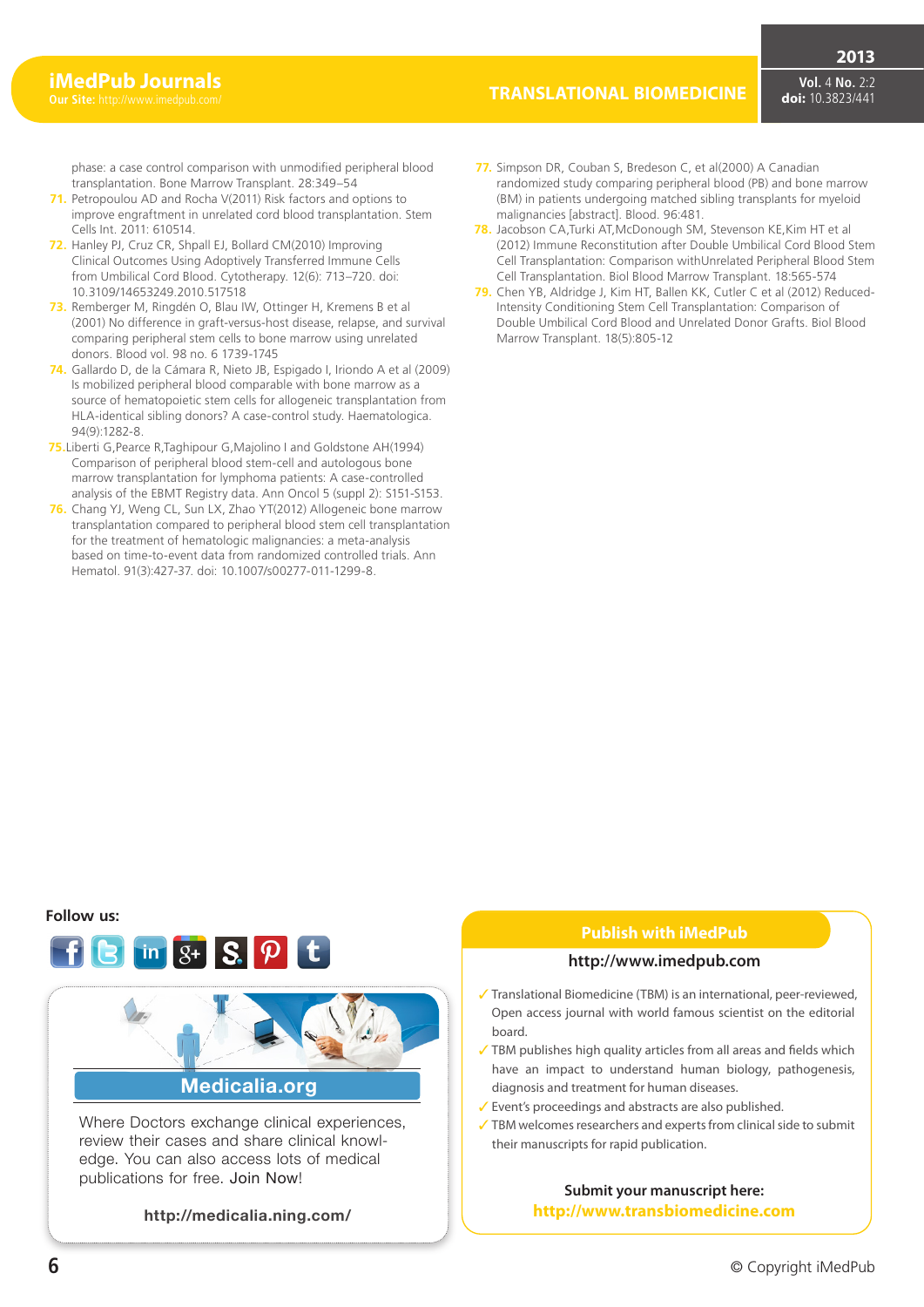phase: a case control comparison with unmodified peripheral blood transplantation. Bone Marrow Transplant. 28:349–54

71. Petropoulou AD and Rocha V(2011) Risk factors and options to improve engraftment in unrelated cord blood transplantation. Stem Cells Int. 2011: 610514.
72. Hanley PJ, Cruz CR, Shpall EJ, Bollard CM(2010) Improving Clinical Outcomes Using Adoptively Transferred Immune Cells from Umbilical Cord Blood. Cytotherapy. 12(6): 713–720. doi: 10.3109/14653249.2010.517518
73. Remberger M, Ringdén O, Blau IW, Ottinger H, Kremens B et al (2001) No difference in graft-versus-host disease, relapse, and survival comparing peripheral stem cells to bone marrow using unrelated donors. Blood vol. 98 no. 6 1739-1745
74. Gallardo D, de la Cámara R, Nieto JB, Espigado I, Iriondo A et al (2009) Is mobilized peripheral blood comparable with bone marrow as a source of hematopoietic stem cells for allogeneic transplantation from HLA-identical sibling donors? A case-control study. Haematologica. 94(9):1282-8.
75. Liberti G,Pearce R,Taghipour G,Majolino I and Goldstone AH(1994) Comparison of peripheral blood stem-cell and autologous bone marrow transplantation for lymphoma patients: A case-controlled analysis of the EBMT Registry data. Ann Oncol 5 (suppl 2): S151-S153.
76. Chang YJ, Weng CL, Sun LX, Zhao YT(2012) Allogeneic bone marrow transplantation compared to peripheral blood stem cell transplantation for the treatment of hematologic malignancies: a meta-analysis based on time-to-event data from randomized controlled trials. Ann Hematol. 91(3):427-37. doi: 10.1007/s00277-011-1299-8.
77. Simpson DR, Couban S, Bredeson C, et al(2000) A Canadian randomized study comparing peripheral blood (PB) and bone marrow (BM) in patients undergoing matched sibling transplants for myeloid malignancies [abstract]. Blood. 96:481.
78. Jacobson CA,Turki AT,McDonough SM, Stevenson KE,Kim HT et al (2012) Immune Reconstitution after Double Umbilical Cord Blood Stem Cell Transplantation: Comparison withUnrelated Peripheral Blood Stem Cell Transplantation. Biol Blood Marrow Transplant. 18:565-574
79. Chen YB, Aldridge J, Kim HT, Ballen KK, Cutler C et al (2012) Reduced-Intensity Conditioning Stem Cell Transplantation: Comparison of Double Umbilical Cord Blood and Unrelated Donor Grafts. Biol Blood Marrow Transplant. 18(5):805-12

**Follow us:**

**Medicalia.org**

Where Doctors exchange clinical experiences, review their cases and share clinical knowledge. You can also access lots of medical publications for free. Join Now!

**http://medicalia.ning.com/**

**Publish with iMedPub**

**http://www.imedpub.com**

- ✓ Translational Biomedicine (TBM) is an international, peer-reviewed, Open access journal with world famous scientist on the editorial board.
- ✓ TBM publishes high quality articles from all areas and fields which have an impact to understand human biology, pathogenesis, diagnosis and treatment for human diseases.
- ✓ Event's proceedings and abstracts are also published.
- ✓ TBM welcomes researchers and experts from clinical side to submit their manuscripts for rapid publication.

**Submit your manuscript here:**
**http://www.transbiomedicine.com**

© Copyright iMedPub